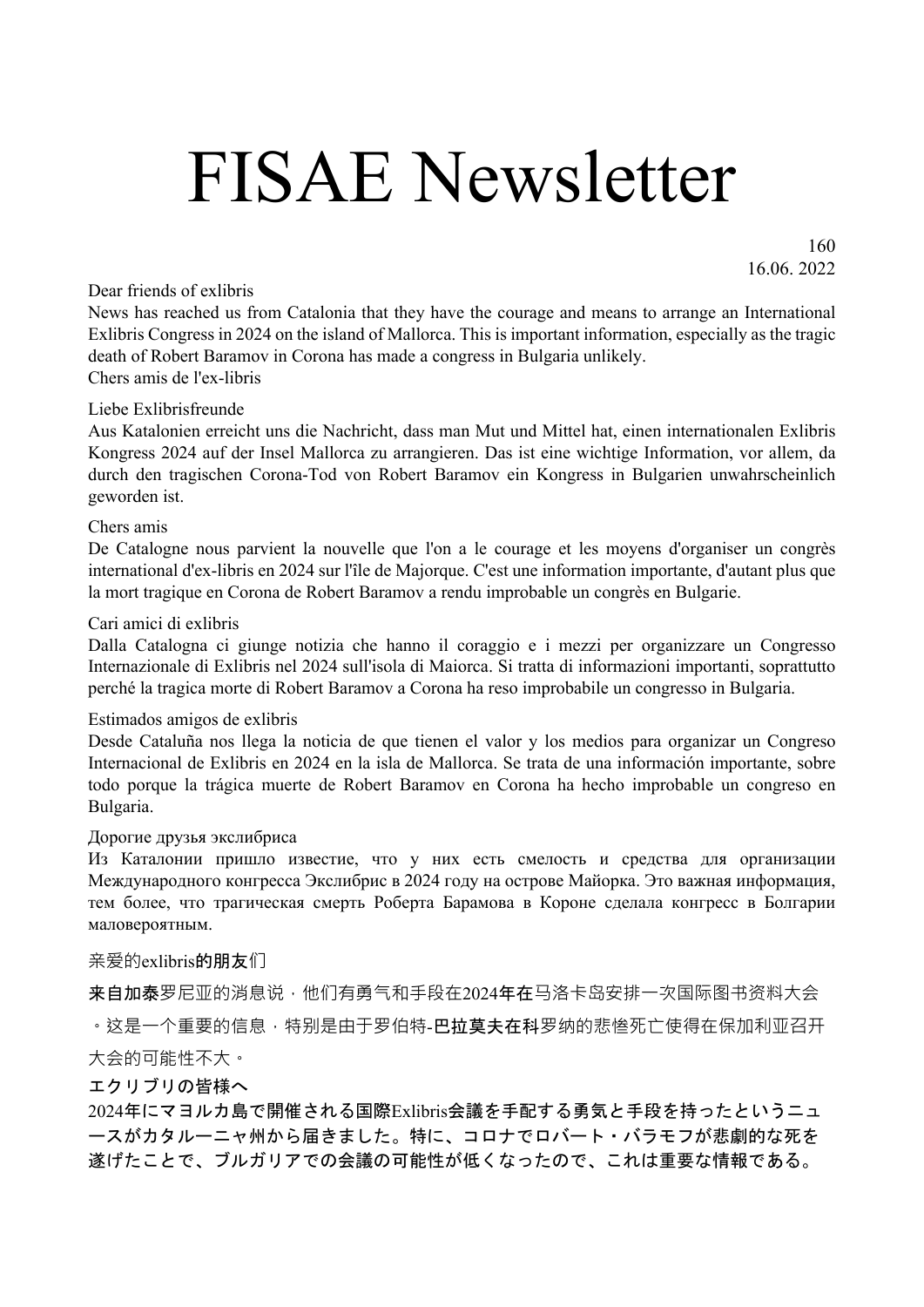# FISAE Newsletter

160
16.06. 2022

Dear friends of exlibris
News has reached us from Catalonia that they have the courage and means to arrange an International Exlibris Congress in 2024 on the island of Mallorca. This is important information, especially as the tragic death of Robert Baramov in Corona has made a congress in Bulgaria unlikely.
Chers amis de l'ex-libris

Liebe Exlibrisfreunde
Aus Katalonien erreicht uns die Nachricht, dass man Mut und Mittel hat, einen internationalen Exlibris Kongress 2024 auf der Insel Mallorca zu arrangieren. Das ist eine wichtige Information, vor allem, da durch den tragischen Corona-Tod von Robert Baramov ein Kongress in Bulgarien unwahrscheinlich geworden ist.

Chers amis
De Catalogne nous parvient la nouvelle que l'on a le courage et les moyens d'organiser un congrès international d'ex-libris en 2024 sur l'île de Majorque. C'est une information importante, d'autant plus que la mort tragique en Corona de Robert Baramov a rendu improbable un congrès en Bulgarie.

Cari amici di exlibris
Dalla Catalogna ci giunge notizia che hanno il coraggio e i mezzi per organizzare un Congresso Internazionale di Exlibris nel 2024 sull'isola di Maiorca. Si tratta di informazioni importanti, soprattutto perché la tragica morte di Robert Baramov a Corona ha reso improbabile un congresso in Bulgaria.

Estimados amigos de exlibris
Desde Cataluña nos llega la noticia de que tienen el valor y los medios para organizar un Congreso Internacional de Exlibris en 2024 en la isla de Mallorca. Se trata de una información importante, sobre todo porque la trágica muerte de Robert Baramov en Corona ha hecho improbable un congreso en Bulgaria.

Дорогие друзья экслибриса
Из Каталонии пришло известие, что у них есть смелость и средства для организации Международного конгресса Экслибрис в 2024 году на острове Майорка. Это важная информация, тем более, что трагическая смерть Роберта Барамова в Короне сделала конгресс в Болгарии маловероятным.

亲爱的exlibris的朋友们

来自加泰罗尼亚的消息说，他们有勇气和手段在2024年在马洛卡岛安排一次国际图书资料大会。这是一个重要的信息，特别是由于罗伯特-巴拉莫夫在科罗纳的悲惨死亡使得在保加利亚召开大会的可能性不大。

エクリブリの皆様へ
2024年にマヨルカ島で開催される国際Exlibris会議を手配する勇気と手段を持ったというニュースがカタルーニャ州から届きました。特に、コロナでロバート・バラモフが悲劇的な死を遂げたことで、ブルガリアでの会議の可能性が低くなったので、これは重要な情報である。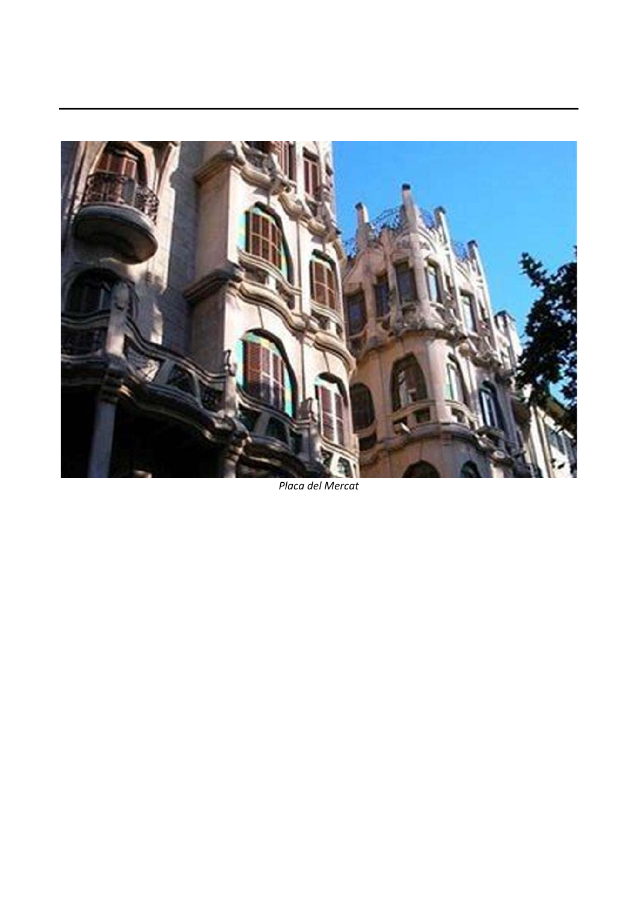*Placa del Mercat*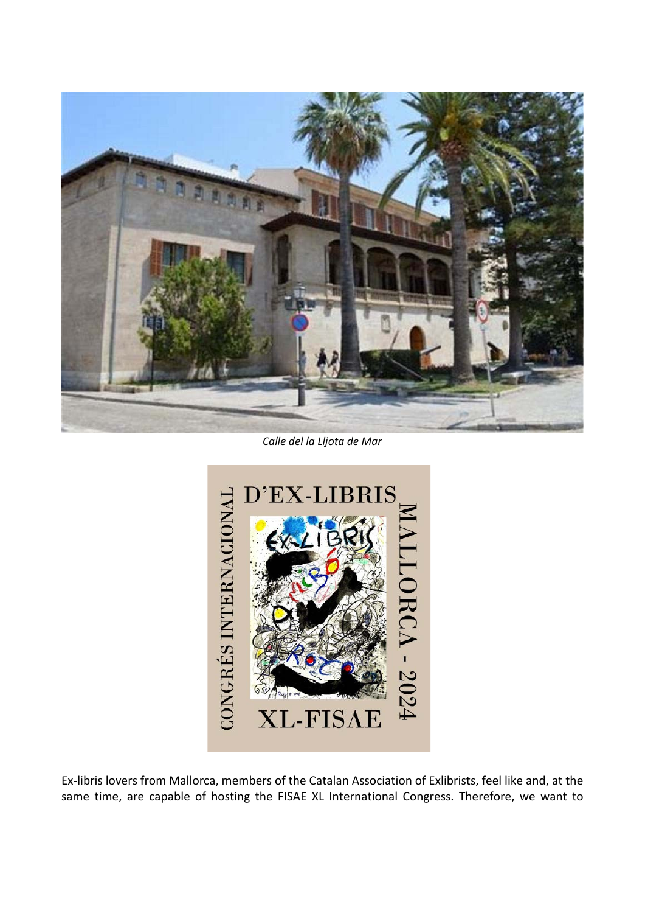*Calle del la Lljota de Mar*

Ex-libris lovers from Mallorca, members of the Catalan Association of Exlibrists, feel like and, at the same time, are capable of hosting the FISAE XL International Congress. Therefore, we want to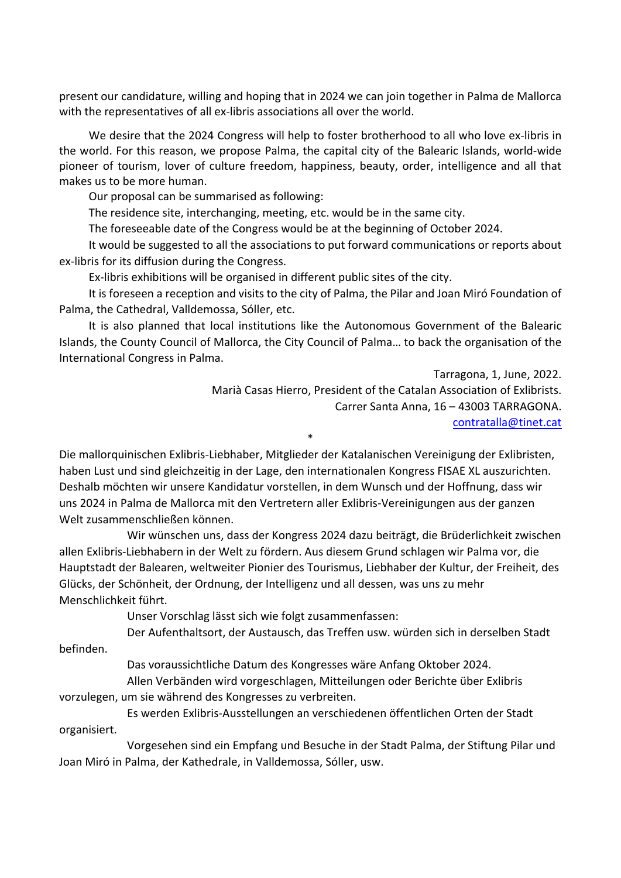present our candidature, willing and hoping that in 2024 we can join together in Palma de Mallorca with the representatives of all ex-libris associations all over the world.

We desire that the 2024 Congress will help to foster brotherhood to all who love ex-libris in the world. For this reason, we propose Palma, the capital city of the Balearic Islands, world-wide pioneer of tourism, lover of culture freedom, happiness, beauty, order, intelligence and all that makes us to be more human.

Our proposal can be summarised as following:

The residence site, interchanging, meeting, etc. would be in the same city.

The foreseeable date of the Congress would be at the beginning of October 2024.

It would be suggested to all the associations to put forward communications or reports about ex-libris for its diffusion during the Congress.

Ex-libris exhibitions will be organised in different public sites of the city.

It is foreseen a reception and visits to the city of Palma, the Pilar and Joan Miró Foundation of Palma, the Cathedral, Valldemossa, Sóller, etc.

It is also planned that local institutions like the Autonomous Government of the Balearic Islands, the County Council of Mallorca, the City Council of Palma… to back the organisation of the International Congress in Palma.

Tarragona, 1, June, 2022.
Marià Casas Hierro, President of the Catalan Association of Exlibrists.
Carrer Santa Anna, 16 – 43003 TARRAGONA.
contratalla@tinet.cat

*

Die mallorquinischen Exlibris-Liebhaber, Mitglieder der Katalanischen Vereinigung der Exlibristen, haben Lust und sind gleichzeitig in der Lage, den internationalen Kongress FISAE XL auszurichten. Deshalb möchten wir unsere Kandidatur vorstellen, in dem Wunsch und der Hoffnung, dass wir uns 2024 in Palma de Mallorca mit den Vertretern aller Exlibris-Vereinigungen aus der ganzen Welt zusammenschließen können.

Wir wünschen uns, dass der Kongress 2024 dazu beiträgt, die Brüderlichkeit zwischen allen Exlibris-Liebhabern in der Welt zu fördern. Aus diesem Grund schlagen wir Palma vor, die Hauptstadt der Balearen, weltweiter Pionier des Tourismus, Liebhaber der Kultur, der Freiheit, des Glücks, der Schönheit, der Ordnung, der Intelligenz und all dessen, was uns zu mehr Menschlichkeit führt.

Unser Vorschlag lässt sich wie folgt zusammenfassen:

Der Aufenthaltsort, der Austausch, das Treffen usw. würden sich in derselben Stadt befinden.

Das voraussichtliche Datum des Kongresses wäre Anfang Oktober 2024.

Allen Verbänden wird vorgeschlagen, Mitteilungen oder Berichte über Exlibris vorzulegen, um sie während des Kongresses zu verbreiten.

Es werden Exlibris-Ausstellungen an verschiedenen öffentlichen Orten der Stadt organisiert.

Vorgesehen sind ein Empfang und Besuche in der Stadt Palma, der Stiftung Pilar und Joan Miró in Palma, der Kathedrale, in Valldemossa, Sóller, usw.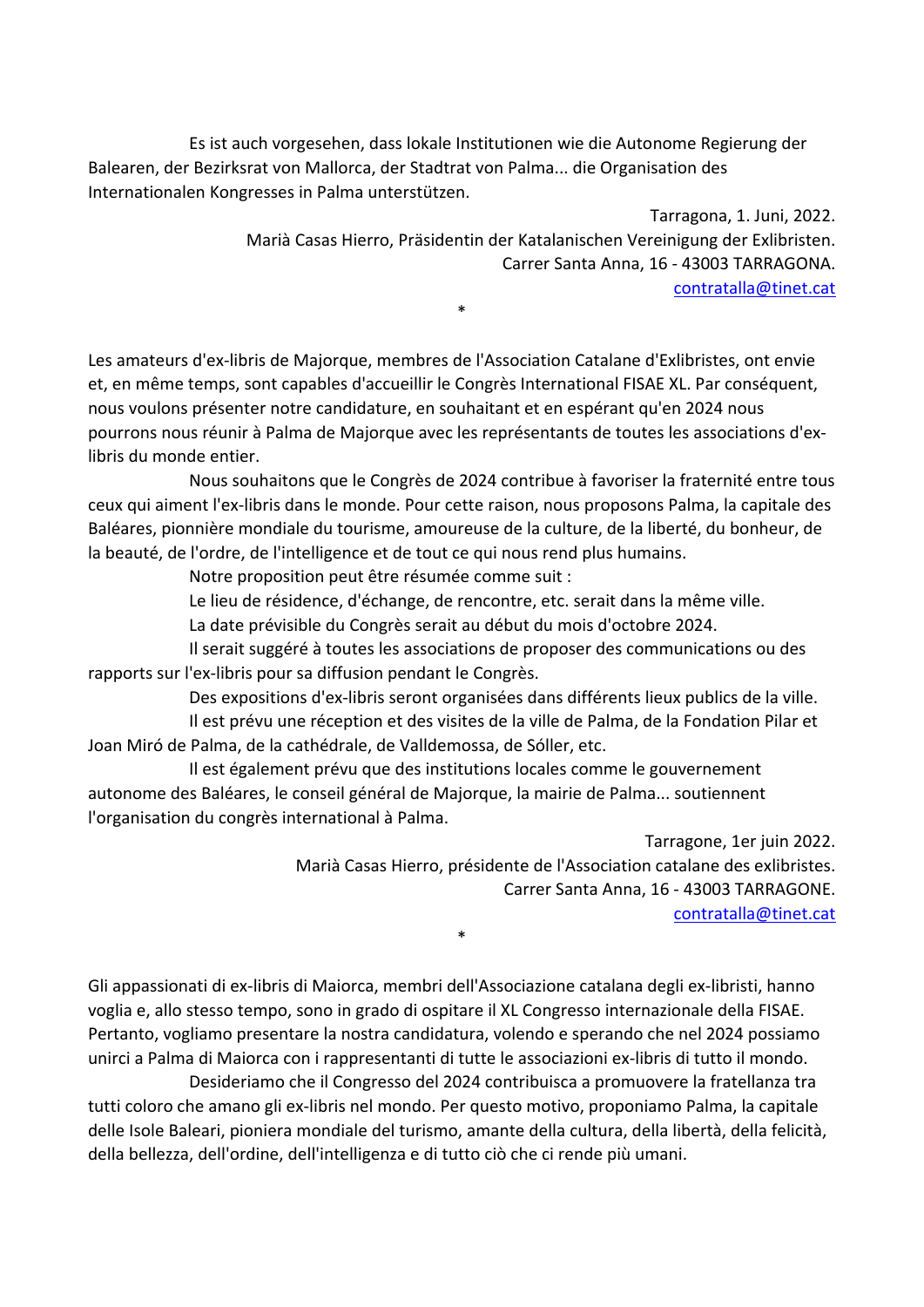Es ist auch vorgesehen, dass lokale Institutionen wie die Autonome Regierung der Balearen, der Bezirksrat von Mallorca, der Stadtrat von Palma... die Organisation des Internationalen Kongresses in Palma unterstützen.

Tarragona, 1. Juni, 2022.
Marià Casas Hierro, Präsidentin der Katalanischen Vereinigung der Exlibristen.
Carrer Santa Anna, 16 - 43003 TARRAGONA.
contratalla@tinet.cat

*

Les amateurs d'ex-libris de Majorque, membres de l'Association Catalane d'Exlibristes, ont envie et, en même temps, sont capables d'accueillir le Congrès International FISAE XL. Par conséquent, nous voulons présenter notre candidature, en souhaitant et en espérant qu'en 2024 nous pourrons nous réunir à Palma de Majorque avec les représentants de toutes les associations d'ex-libris du monde entier.

Nous souhaitons que le Congrès de 2024 contribue à favoriser la fraternité entre tous ceux qui aiment l'ex-libris dans le monde. Pour cette raison, nous proposons Palma, la capitale des Baléares, pionnière mondiale du tourisme, amoureuse de la culture, de la liberté, du bonheur, de la beauté, de l'ordre, de l'intelligence et de tout ce qui nous rend plus humains.

Notre proposition peut être résumée comme suit :

Le lieu de résidence, d'échange, de rencontre, etc. serait dans la même ville.

La date prévisible du Congrès serait au début du mois d'octobre 2024.

Il serait suggéré à toutes les associations de proposer des communications ou des rapports sur l'ex-libris pour sa diffusion pendant le Congrès.

Des expositions d'ex-libris seront organisées dans différents lieux publics de la ville.

Il est prévu une réception et des visites de la ville de Palma, de la Fondation Pilar et Joan Miró de Palma, de la cathédrale, de Valldemossa, de Sóller, etc.

Il est également prévu que des institutions locales comme le gouvernement autonome des Baléares, le conseil général de Majorque, la mairie de Palma... soutiennent l'organisation du congrès international à Palma.

Tarragone, 1er juin 2022.
Marià Casas Hierro, présidente de l'Association catalane des exlibristes.
Carrer Santa Anna, 16 - 43003 TARRAGONE.
contratalla@tinet.cat

*

Gli appassionati di ex-libris di Maiorca, membri dell'Associazione catalana degli ex-libristi, hanno voglia e, allo stesso tempo, sono in grado di ospitare il XL Congresso internazionale della FISAE. Pertanto, vogliamo presentare la nostra candidatura, volendo e sperando che nel 2024 possiamo unirci a Palma di Maiorca con i rappresentanti di tutte le associazioni ex-libris di tutto il mondo.

Desideriamo che il Congresso del 2024 contribuisca a promuovere la fratellanza tra tutti coloro che amano gli ex-libris nel mondo. Per questo motivo, proponiamo Palma, la capitale delle Isole Baleari, pioniera mondiale del turismo, amante della cultura, della libertà, della felicità, della bellezza, dell'ordine, dell'intelligenza e di tutto ciò che ci rende più umani.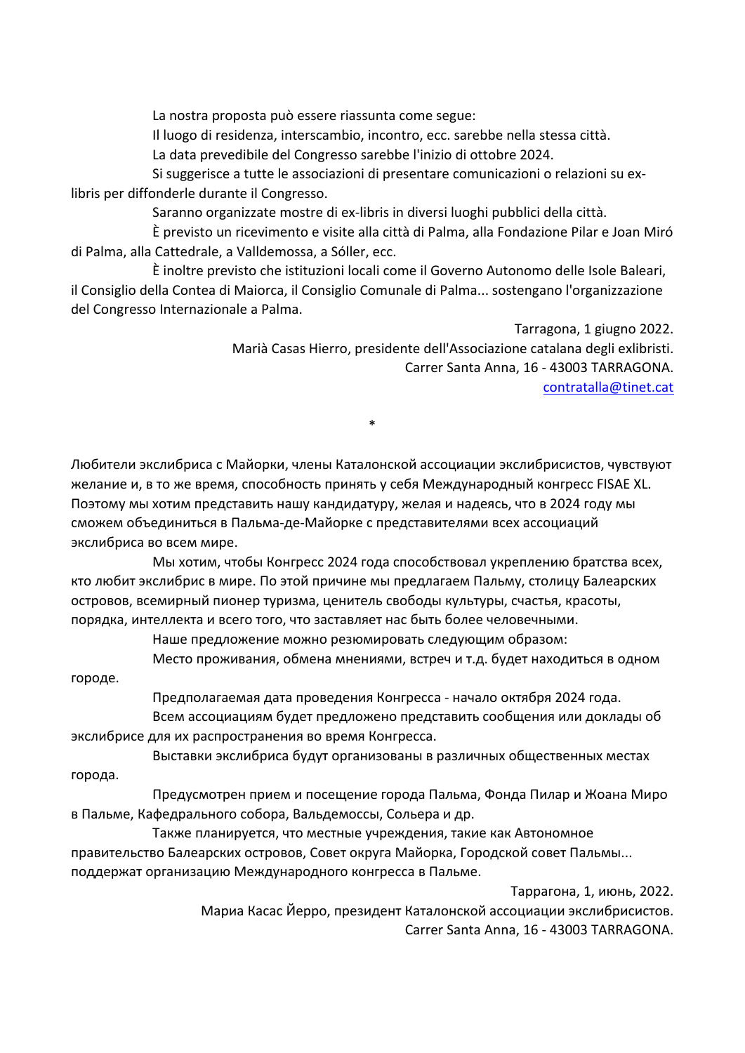La nostra proposta può essere riassunta come segue:

Il luogo di residenza, interscambio, incontro, ecc. sarebbe nella stessa città.

La data prevedibile del Congresso sarebbe l'inizio di ottobre 2024.

Si suggerisce a tutte le associazioni di presentare comunicazioni o relazioni su ex-libris per diffonderle durante il Congresso.

Saranno organizzate mostre di ex-libris in diversi luoghi pubblici della città.

È previsto un ricevimento e visite alla città di Palma, alla Fondazione Pilar e Joan Miró di Palma, alla Cattedrale, a Valldemossa, a Sóller, ecc.

È inoltre previsto che istituzioni locali come il Governo Autonomo delle Isole Baleari, il Consiglio della Contea di Maiorca, il Consiglio Comunale di Palma... sostengano l'organizzazione del Congresso Internazionale a Palma.

Tarragona, 1 giugno 2022.
Marià Casas Hierro, presidente dell'Associazione catalana degli exlibristi.
Carrer Santa Anna, 16 - 43003 TARRAGONA.
contratalla@tinet.cat

*

Любители экслибриса с Майорки, члены Каталонской ассоциации экслибрисистов, чувствуют желание и, в то же время, способность принять у себя Международный конгресс FISAE XL. Поэтому мы хотим представить нашу кандидатуру, желая и надеясь, что в 2024 году мы сможем объединиться в Пальма-де-Майорке с представителями всех ассоциаций экслибриса во всем мире.

Мы хотим, чтобы Конгресс 2024 года способствовал укреплению братства всех, кто любит экслибрис в мире. По этой причине мы предлагаем Пальму, столицу Балеарских островов, всемирный пионер туризма, ценитель свободы культуры, счастья, красоты, порядка, интеллекта и всего того, что заставляет нас быть более человечными.

Наше предложение можно резюмировать следующим образом:

Место проживания, обмена мнениями, встреч и т.д. будет находиться в одном городе.

Предполагаемая дата проведения Конгресса - начало октября 2024 года.

Всем ассоциациям будет предложено представить сообщения или доклады об экслибрисе для их распространения во время Конгресса.

Выставки экслибриса будут организованы в различных общественных местах города.

Предусмотрен прием и посещение города Пальма, Фонда Пилар и Жоана Миро в Пальме, Кафедрального собора, Вальдемоссы, Сольера и др.

Также планируется, что местные учреждения, такие как Автономное правительство Балеарских островов, Совет округа Майорка, Городской совет Пальмы... поддержат организацию Международного конгресса в Пальме.

Таррагона, 1, июнь, 2022.
Мария Касас Йерро, президент Каталонской ассоциации экслибрисистов.
Carrer Santa Anna, 16 - 43003 TARRAGONA.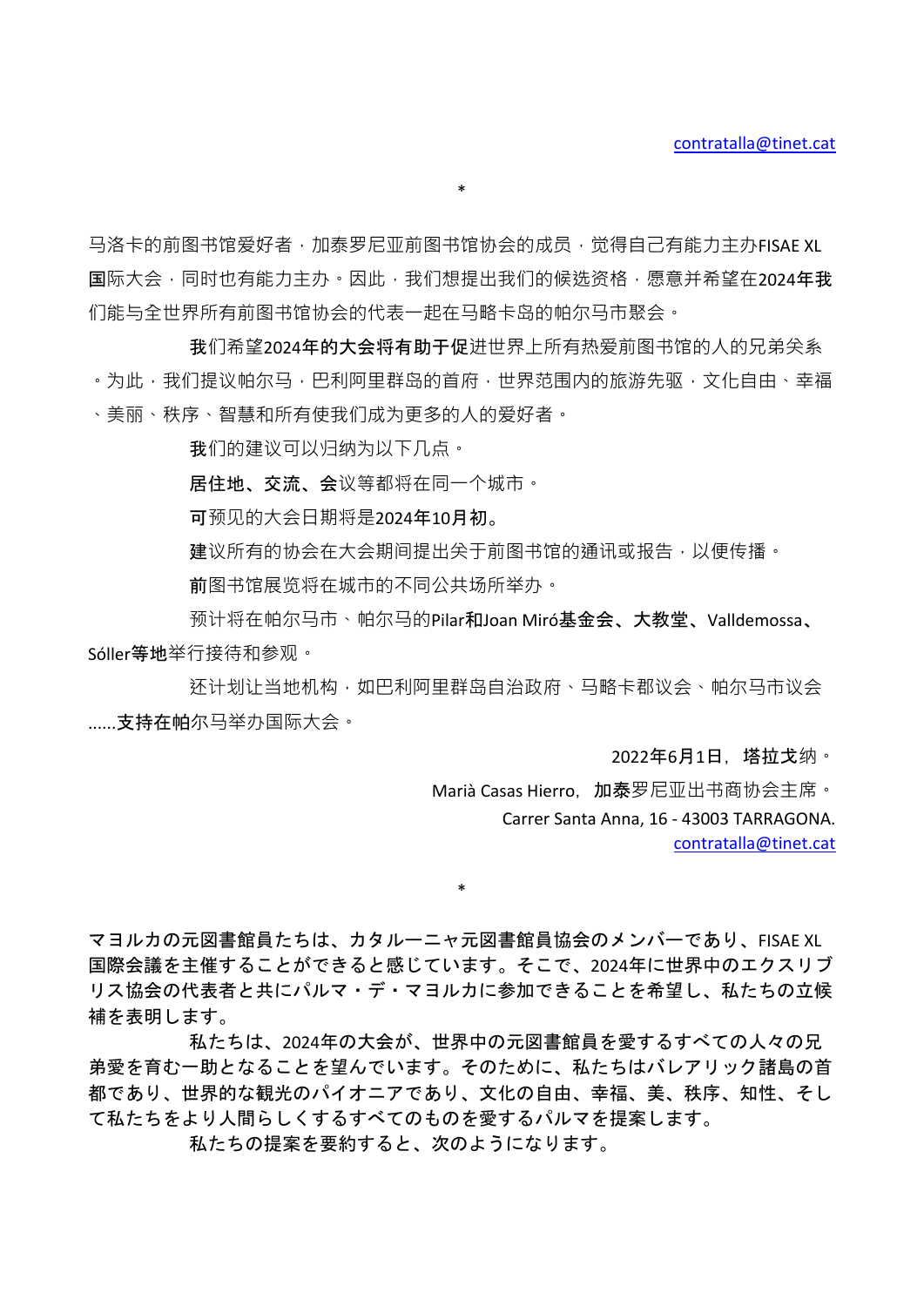contratalla@tinet.cat

*

马洛卡的前图书馆爱好者，加泰罗尼亚前图书馆协会的成员，觉得自己有能力主办FISAE XL国际大会，同时也有能力主办。因此，我们想提出我们的候选资格，愿意并希望在2024年我们能与全世界所有前图书馆协会的代表一起在马略卡岛的帕尔马市聚会。

我们希望2024年的大会将有助于促进世界上所有热爱前图书馆的人的兄弟关系。为此，我们提议帕尔马，巴利阿里群岛的首府，世界范围内的旅游先驱，文化自由、幸福、美丽、秩序、智慧和所有使我们成为更多的人的爱好者。

我们的建议可以归纳为以下几点。

居住地、交流、会议等都将在同一个城市。

可预见的大会日期将是2024年10月初。

建议所有的协会在大会期间提出关于前图书馆的通讯或报告，以便传播。

前图书馆展览将在城市的不同公共场所举办。

预计将在帕尔马市、帕尔马的Pilar和Joan Miró基金会、大教堂、Valldemossa、Sóller等地举行接待和参观。

还计划让当地机构，如巴利阿里群岛自治政府、马略卡郡议会、帕尔马市议会......支持在帕尔马举办国际大会。

2022年6月1日，塔拉戈纳。

Marià Casas Hierro，加泰罗尼亚出书商协会主席。

Carrer Santa Anna, 16 - 43003 TARRAGONA.

contratalla@tinet.cat

*

マヨルカの元図書館員たちは、カタルーニャ元図書館員協会のメンバーであり、FISAE XL国際会議を主催することができると感じています。そこで、2024年に世界中のエクスリブリス協会の代表者と共にパルマ・デ・マヨルカに参加できることを希望し、私たちの立候補を表明します。

私たちは、2024年の大会が、世界中の元図書館員を愛するすべての人々の兄弟愛を育む一助となることを望んでいます。そのために、私たちはバレアリック諸島の首都であり、世界的な観光のパイオニアであり、文化の自由、幸福、美、秩序、知性、そして私たちをより人間らしくするすべてのものを愛するパルマを提案します。

私たちの提案を要約すると、次のようになります。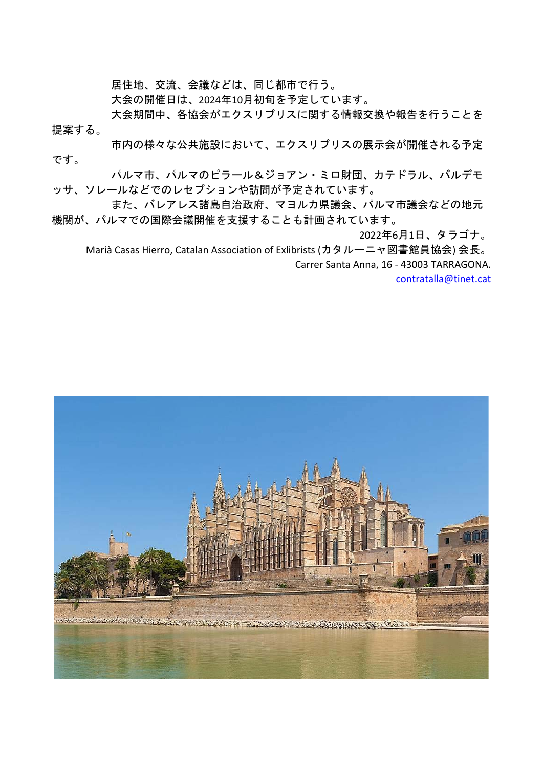居住地、交流、会議などは、同じ都市で行う。

大会の開催日は、2024年10月初旬を予定しています。

大会期間中、各協会がエクスリブリスに関する情報交換や報告を行うことを提案する。

市内の様々な公共施設において、エクスリブリスの展示会が開催される予定です。

パルマ市、パルマのピラール＆ジョアン・ミロ財団、カテドラル、バルデモッサ、ソレールなどでのレセプションや訪問が予定されています。

また、バレアレス諸島自治政府、マヨルカ県議会、パルマ市議会などの地元機関が、パルマでの国際会議開催を支援することも計画されています。

2022年6月1日、タラゴナ。

Marià Casas Hierro, Catalan Association of Exlibrists (カタルーニャ図書館員協会) 会長。

Carrer Santa Anna, 16 - 43003 TARRAGONA.

contratalla@tinet.cat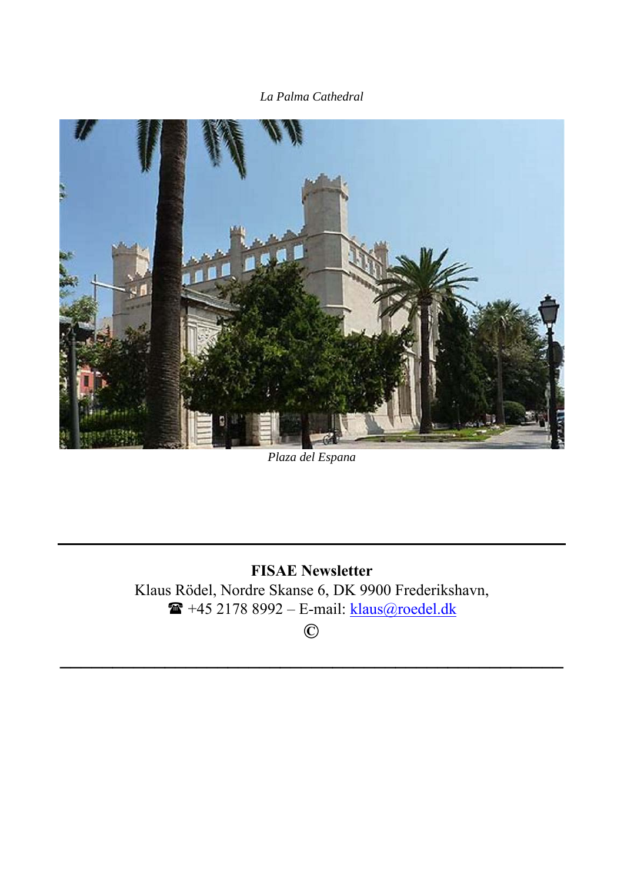*La Palma Cathedral*

*Plaza del Espana*

---

**FISAE Newsletter**

Klaus Rödel, Nordre Skanse 6, DK 9900 Frederikshavn,

☎ +45 2178 8992 – E-mail: klaus@roedel.dk

**©**

---